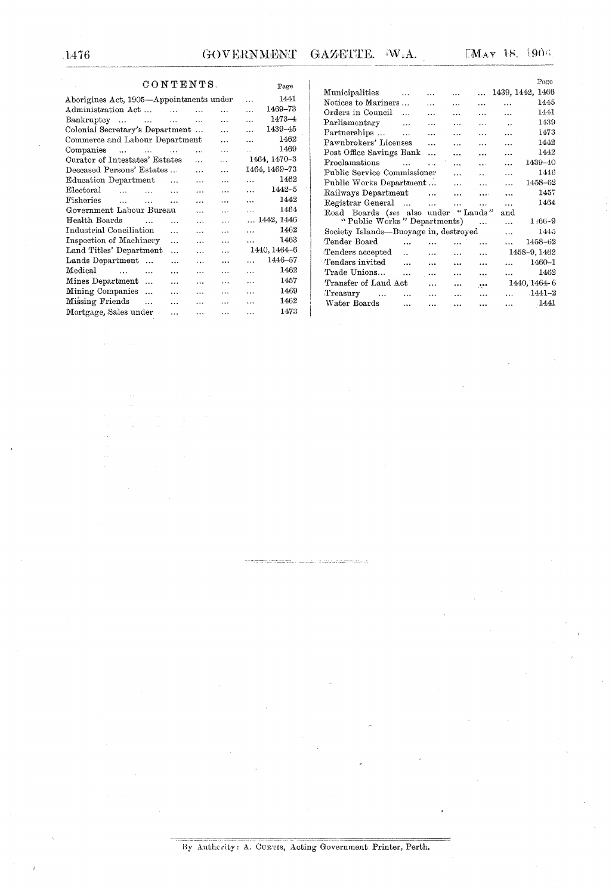## CONTENTS.

| | Page |
|---|---|
| Aborigines Act, 1905—Appointments under ... | 1441 |
| Administration Act ... ... ... ... ... | 1469–73 |
| Bankruptcy ... ... ... ... ... ... | 1473–4 |
| Colonial Secretary's Department ... ... ... | 1439–45 |
| Commerce and Labour Department ... ... | 1462 |
| Companies ... ... ... ... ... ... | 1469 |
| Curator of Intestates' Estates ... ... | 1464, 1470–3 |
| Deceased Persons' Estates ... ... ... | 1464, 1469–73 |
| Education Department ... ... ... ... | 1462 |
| Electoral ... ... ... ... ... ... | 1442–5 |
| Fisheries ... ... ... ... ... ... | 1442 |
| Government Labour Bureau ... ... ... | 1464 |
| Health Boards ... ... ... ... ... | 1442, 1446 |
| Industrial Conciliation ... ... ... ... | 1462 |
| Inspection of Machinery ... ... ... ... | 1463 |
| Land Titles' Department ... ... ... | 1440, 1464–6 |
| Lands Department ... ... ... ... ... | 1446–57 |
| Medical ... ... ... ... ... ... | 1462 |
| Mines Department ... ... ... ... ... | 1457 |
| Mining Companies ... ... ... ... ... | 1469 |
| Missing Friends ... ... ... ... ... | 1462 |
| Mortgage, Sales under ... ... ... ... | 1473 |
| Municipalities ... ... ... ... | 1439, 1442, 1466 |
| Notices to Mariners ... ... ... ... ... | 1445 |
| Orders in Council ... ... ... ... ... | 1441 |
| Parliamentary ... ... ... ... ... | 1439 |
| Partnerships ... ... ... ... ... ... | 1473 |
| Pawnbrokers' Licenses ... ... ... ... | 1442 |
| Post Office Savings Bank ... ... ... ... | 1442 |
| Proclamations ... ... ... ... ... | 1439–40 |
| Public Service Commissioner ... ... ... | 1446 |
| Public Works Department ... ... ... ... | 1458–62 |
| Railways Department ... ... ... ... | 1457 |
| Registrar General ... ... ... ... ... | 1464 |
| Road Boards (*see* also under "Lands" and "Public Works" Departments) ... ... | 1466–9 |
| Society Islands—Buoyage in, destroyed ... | 1445 |
| Tender Board ... ... ... ... ... | 1458–62 |
| Tenders accepted ... ... ... ... | 1458–9, 1462 |
| Tenders invited ... ... ... ... ... | 1460–1 |
| Trade Unions... ... ... ... ... ... | 1462 |
| Transfer of Land Act ... ... ... | 1440, 1464–6 |
| Treasury ... ... ... ... ... ... | 1441–2 |
| Water Boards ... ... ... ... ... | 1441 |

By Authority: A. CURTIS, Acting Government Printer, Perth.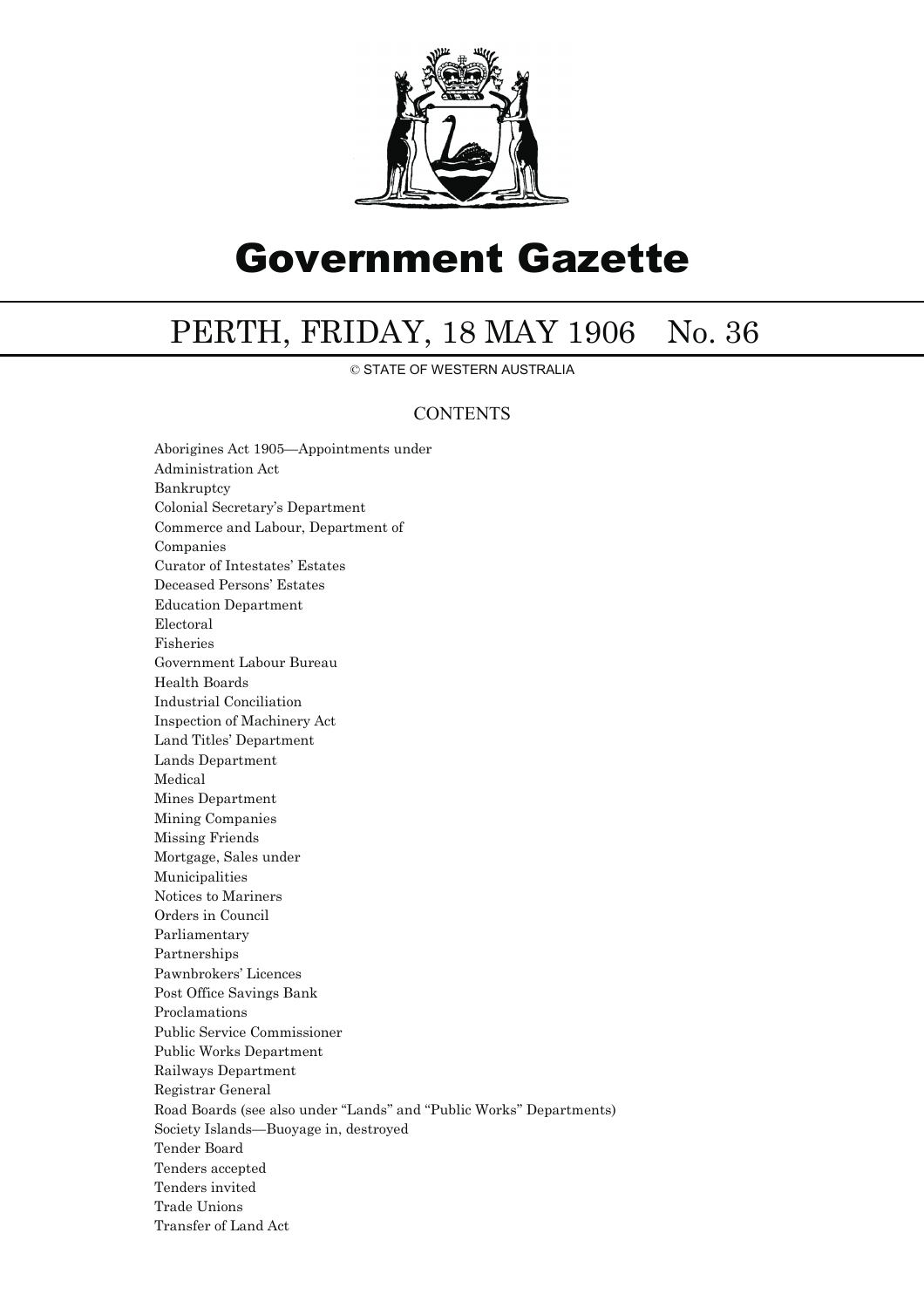# Government Gazette

## PERTH, FRIDAY, 18 MAY 1906 No. 36

© STATE OF WESTERN AUSTRALIA

### CONTENTS

Aborigines Act 1905—Appointments under
Administration Act
Bankruptcy
Colonial Secretary's Department
Commerce and Labour, Department of
Companies
Curator of Intestates' Estates
Deceased Persons' Estates
Education Department
Electoral
Fisheries
Government Labour Bureau
Health Boards
Industrial Conciliation
Inspection of Machinery Act
Land Titles' Department
Lands Department
Medical
Mines Department
Mining Companies
Missing Friends
Mortgage, Sales under
Municipalities
Notices to Mariners
Orders in Council
Parliamentary
Partnerships
Pawnbrokers' Licences
Post Office Savings Bank
Proclamations
Public Service Commissioner
Public Works Department
Railways Department
Registrar General
Road Boards (see also under "Lands" and "Public Works" Departments)
Society Islands—Buoyage in, destroyed
Tender Board
Tenders accepted
Tenders invited
Trade Unions
Transfer of Land Act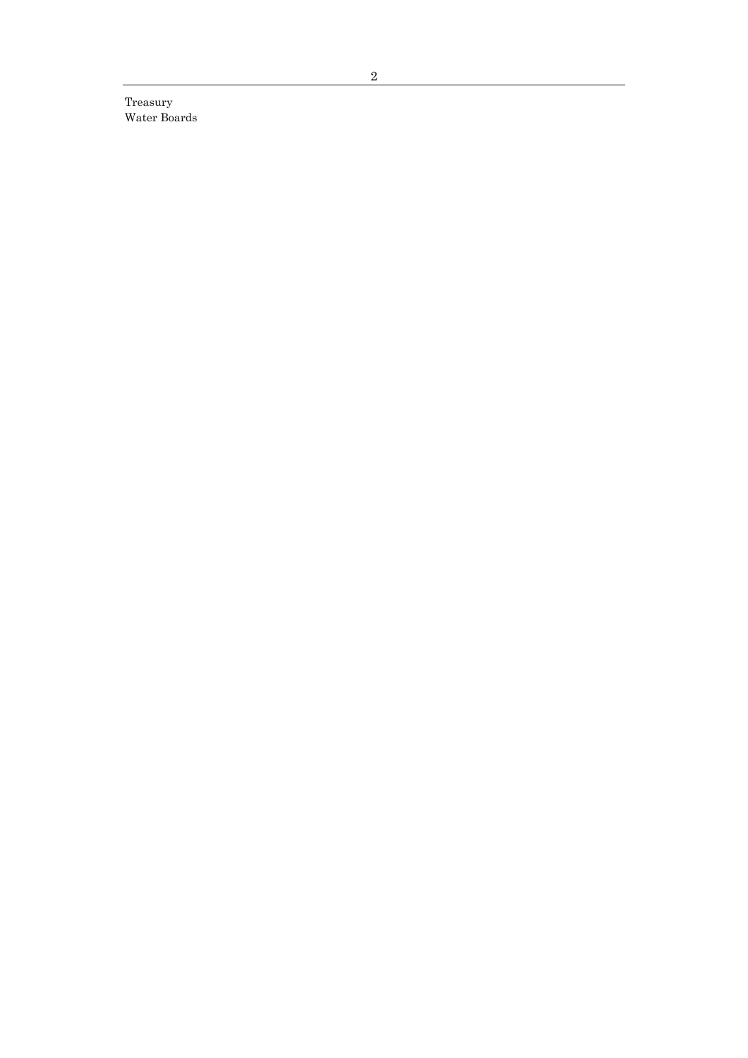Treasury
Water Boards